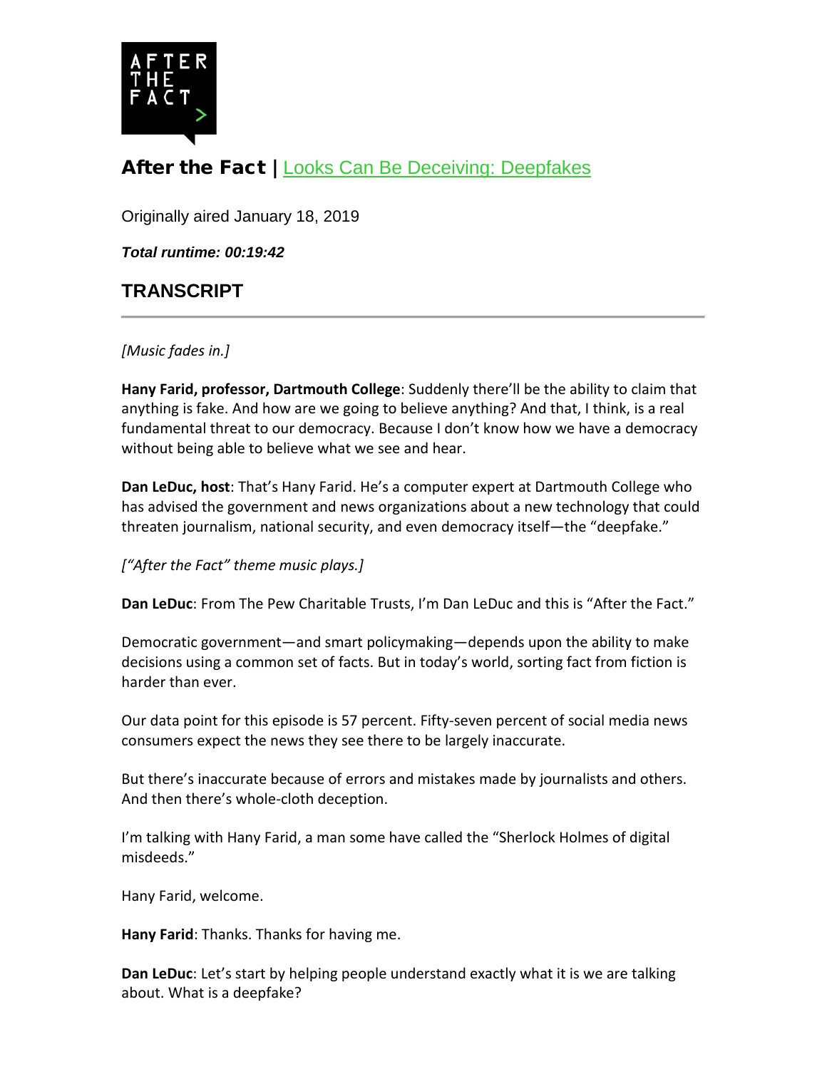# After the Fact | Looks Can Be Deceiving: Deepfakes

Originally aired January 18, 2019

***Total runtime: 00:19:42***

## TRANSCRIPT

*[Music fades in.]*

**Hany Farid, professor, Dartmouth College**: Suddenly there'll be the ability to claim that anything is fake. And how are we going to believe anything? And that, I think, is a real fundamental threat to our democracy. Because I don't know how we have a democracy without being able to believe what we see and hear.

**Dan LeDuc, host**: That's Hany Farid. He's a computer expert at Dartmouth College who has advised the government and news organizations about a new technology that could threaten journalism, national security, and even democracy itself—the "deepfake."

*["After the Fact" theme music plays.]*

**Dan LeDuc**: From The Pew Charitable Trusts, I'm Dan LeDuc and this is "After the Fact."

Democratic government—and smart policymaking—depends upon the ability to make decisions using a common set of facts. But in today's world, sorting fact from fiction is harder than ever.

Our data point for this episode is 57 percent. Fifty-seven percent of social media news consumers expect the news they see there to be largely inaccurate.

But there's inaccurate because of errors and mistakes made by journalists and others. And then there's whole-cloth deception.

I'm talking with Hany Farid, a man some have called the "Sherlock Holmes of digital misdeeds."

Hany Farid, welcome.

**Hany Farid**: Thanks. Thanks for having me.

**Dan LeDuc**: Let's start by helping people understand exactly what it is we are talking about. What is a deepfake?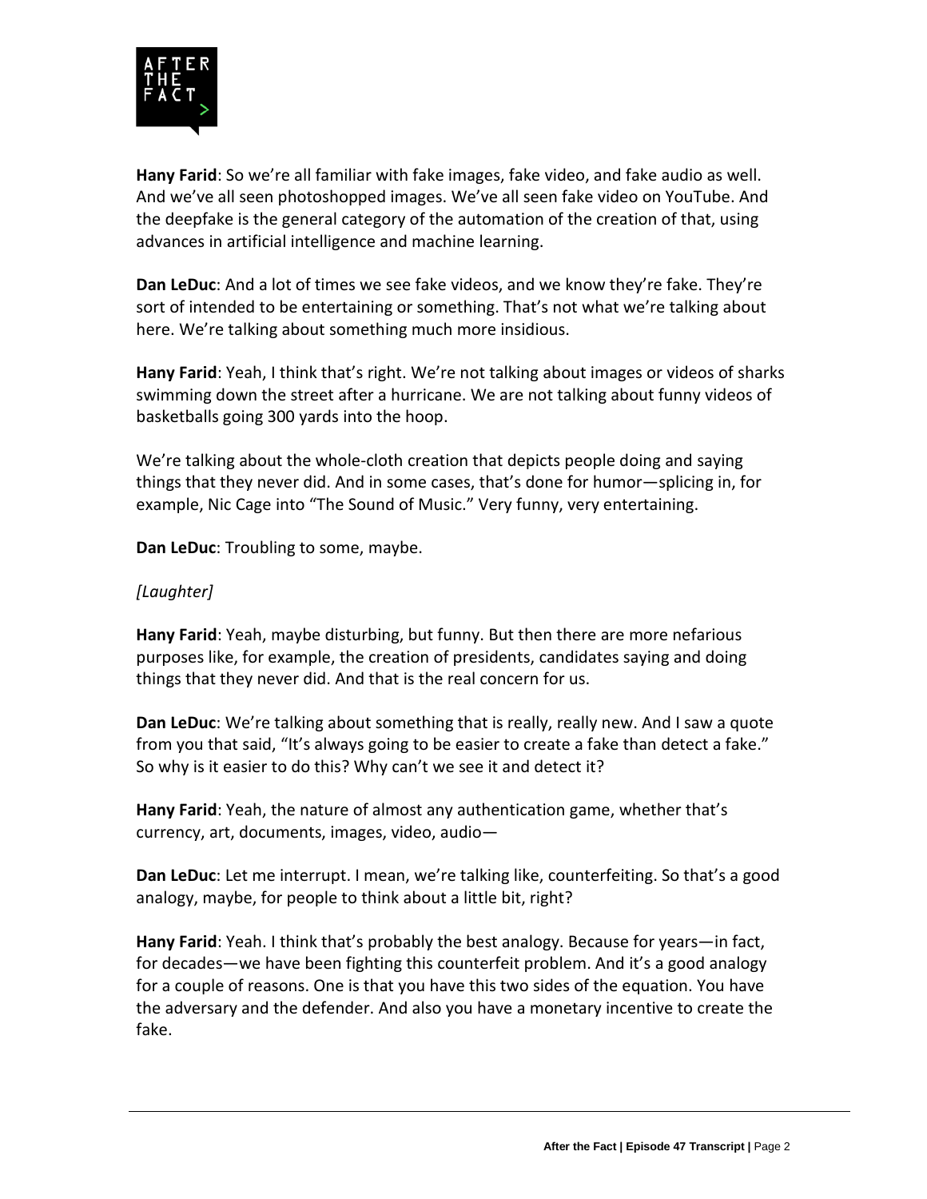**Hany Farid**: So we're all familiar with fake images, fake video, and fake audio as well. And we've all seen photoshopped images. We've all seen fake video on YouTube. And the deepfake is the general category of the automation of the creation of that, using advances in artificial intelligence and machine learning.

**Dan LeDuc**: And a lot of times we see fake videos, and we know they're fake. They're sort of intended to be entertaining or something. That's not what we're talking about here. We're talking about something much more insidious.

**Hany Farid**: Yeah, I think that's right. We're not talking about images or videos of sharks swimming down the street after a hurricane. We are not talking about funny videos of basketballs going 300 yards into the hoop.

We're talking about the whole-cloth creation that depicts people doing and saying things that they never did. And in some cases, that's done for humor—splicing in, for example, Nic Cage into "The Sound of Music." Very funny, very entertaining.

**Dan LeDuc**: Troubling to some, maybe.

*[Laughter]*

**Hany Farid**: Yeah, maybe disturbing, but funny. But then there are more nefarious purposes like, for example, the creation of presidents, candidates saying and doing things that they never did. And that is the real concern for us.

**Dan LeDuc**: We're talking about something that is really, really new. And I saw a quote from you that said, "It's always going to be easier to create a fake than detect a fake." So why is it easier to do this? Why can't we see it and detect it?

**Hany Farid**: Yeah, the nature of almost any authentication game, whether that's currency, art, documents, images, video, audio—

**Dan LeDuc**: Let me interrupt. I mean, we're talking like, counterfeiting. So that's a good analogy, maybe, for people to think about a little bit, right?

**Hany Farid**: Yeah. I think that's probably the best analogy. Because for years—in fact, for decades—we have been fighting this counterfeit problem. And it's a good analogy for a couple of reasons. One is that you have this two sides of the equation. You have the adversary and the defender. And also you have a monetary incentive to create the fake.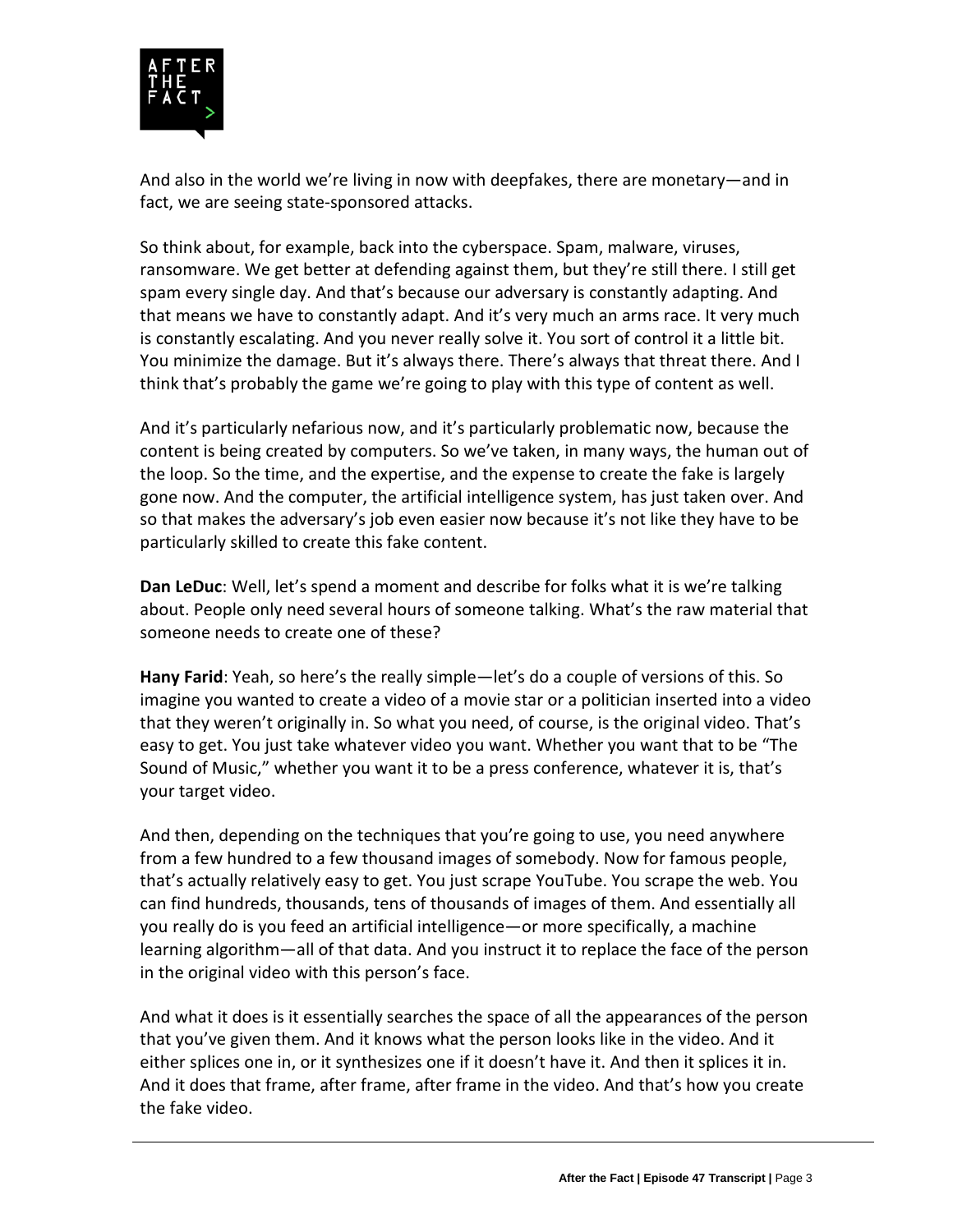And also in the world we're living in now with deepfakes, there are monetary—and in fact, we are seeing state-sponsored attacks.

So think about, for example, back into the cyberspace. Spam, malware, viruses, ransomware. We get better at defending against them, but they're still there. I still get spam every single day. And that's because our adversary is constantly adapting. And that means we have to constantly adapt. And it's very much an arms race. It very much is constantly escalating. And you never really solve it. You sort of control it a little bit. You minimize the damage. But it's always there. There's always that threat there. And I think that's probably the game we're going to play with this type of content as well.

And it's particularly nefarious now, and it's particularly problematic now, because the content is being created by computers. So we've taken, in many ways, the human out of the loop. So the time, and the expertise, and the expense to create the fake is largely gone now. And the computer, the artificial intelligence system, has just taken over. And so that makes the adversary's job even easier now because it's not like they have to be particularly skilled to create this fake content.

**Dan LeDuc**: Well, let's spend a moment and describe for folks what it is we're talking about. People only need several hours of someone talking. What's the raw material that someone needs to create one of these?

**Hany Farid**: Yeah, so here's the really simple—let's do a couple of versions of this. So imagine you wanted to create a video of a movie star or a politician inserted into a video that they weren't originally in. So what you need, of course, is the original video. That's easy to get. You just take whatever video you want. Whether you want that to be "The Sound of Music," whether you want it to be a press conference, whatever it is, that's your target video.

And then, depending on the techniques that you're going to use, you need anywhere from a few hundred to a few thousand images of somebody. Now for famous people, that's actually relatively easy to get. You just scrape YouTube. You scrape the web. You can find hundreds, thousands, tens of thousands of images of them. And essentially all you really do is you feed an artificial intelligence—or more specifically, a machine learning algorithm—all of that data. And you instruct it to replace the face of the person in the original video with this person's face.

And what it does is it essentially searches the space of all the appearances of the person that you've given them. And it knows what the person looks like in the video. And it either splices one in, or it synthesizes one if it doesn't have it. And then it splices it in. And it does that frame, after frame, after frame in the video. And that's how you create the fake video.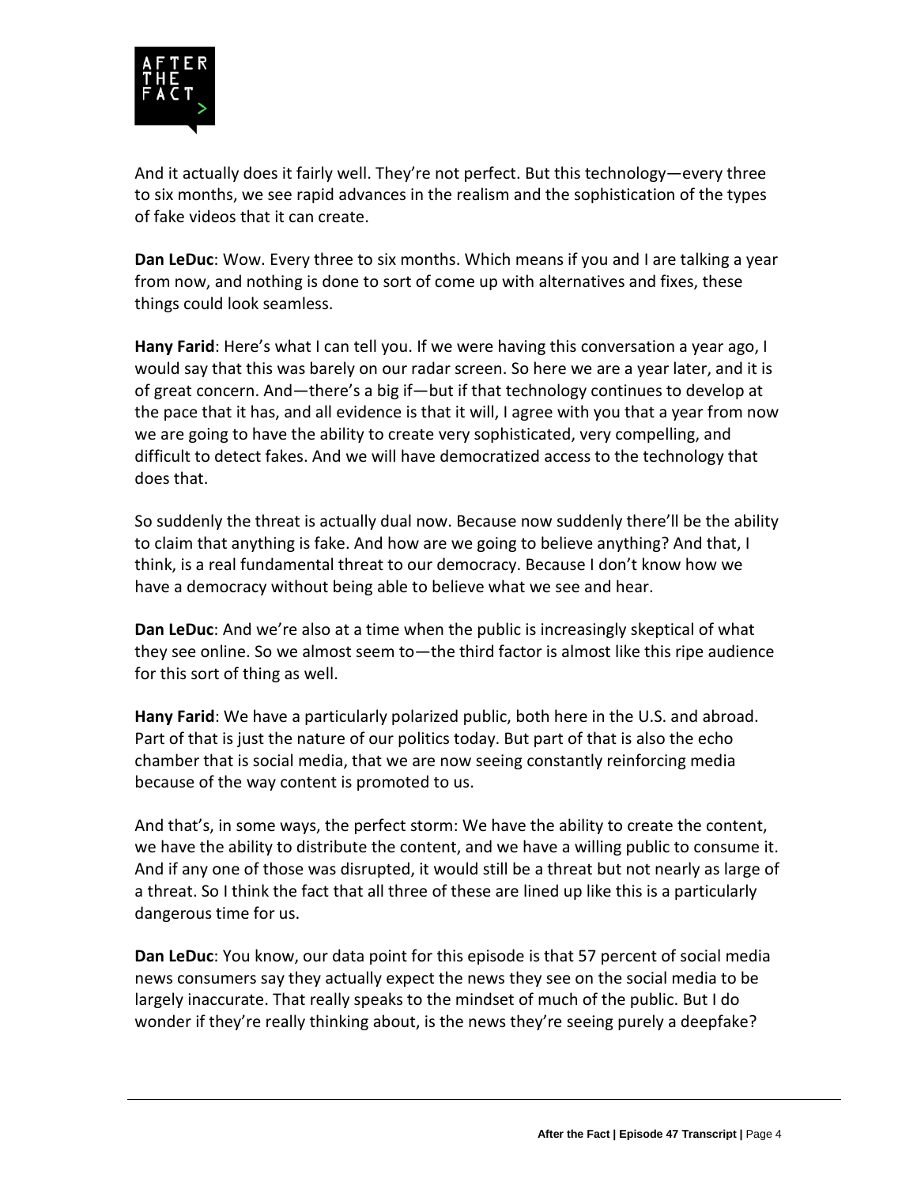And it actually does it fairly well. They're not perfect. But this technology—every three to six months, we see rapid advances in the realism and the sophistication of the types of fake videos that it can create.

**Dan LeDuc**: Wow. Every three to six months. Which means if you and I are talking a year from now, and nothing is done to sort of come up with alternatives and fixes, these things could look seamless.

**Hany Farid**: Here's what I can tell you. If we were having this conversation a year ago, I would say that this was barely on our radar screen. So here we are a year later, and it is of great concern. And—there's a big if—but if that technology continues to develop at the pace that it has, and all evidence is that it will, I agree with you that a year from now we are going to have the ability to create very sophisticated, very compelling, and difficult to detect fakes. And we will have democratized access to the technology that does that.

So suddenly the threat is actually dual now. Because now suddenly there'll be the ability to claim that anything is fake. And how are we going to believe anything? And that, I think, is a real fundamental threat to our democracy. Because I don't know how we have a democracy without being able to believe what we see and hear.

**Dan LeDuc**: And we're also at a time when the public is increasingly skeptical of what they see online. So we almost seem to—the third factor is almost like this ripe audience for this sort of thing as well.

**Hany Farid**: We have a particularly polarized public, both here in the U.S. and abroad. Part of that is just the nature of our politics today. But part of that is also the echo chamber that is social media, that we are now seeing constantly reinforcing media because of the way content is promoted to us.

And that's, in some ways, the perfect storm: We have the ability to create the content, we have the ability to distribute the content, and we have a willing public to consume it. And if any one of those was disrupted, it would still be a threat but not nearly as large of a threat. So I think the fact that all three of these are lined up like this is a particularly dangerous time for us.

**Dan LeDuc**: You know, our data point for this episode is that 57 percent of social media news consumers say they actually expect the news they see on the social media to be largely inaccurate. That really speaks to the mindset of much of the public. But I do wonder if they're really thinking about, is the news they're seeing purely a deepfake?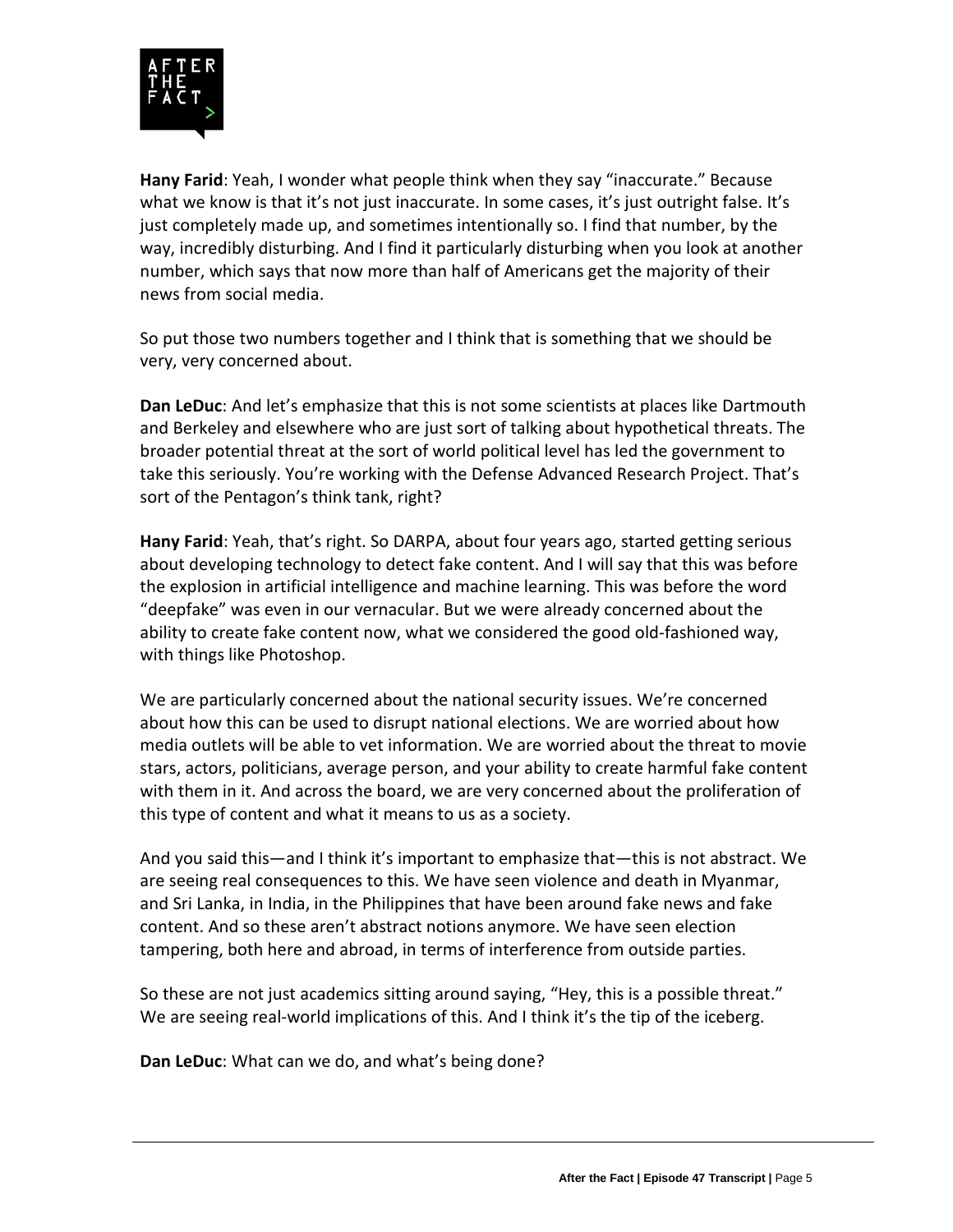**Hany Farid**: Yeah, I wonder what people think when they say "inaccurate." Because what we know is that it's not just inaccurate. In some cases, it's just outright false. It's just completely made up, and sometimes intentionally so. I find that number, by the way, incredibly disturbing. And I find it particularly disturbing when you look at another number, which says that now more than half of Americans get the majority of their news from social media.

So put those two numbers together and I think that is something that we should be very, very concerned about.

**Dan LeDuc**: And let's emphasize that this is not some scientists at places like Dartmouth and Berkeley and elsewhere who are just sort of talking about hypothetical threats. The broader potential threat at the sort of world political level has led the government to take this seriously. You're working with the Defense Advanced Research Project. That's sort of the Pentagon's think tank, right?

**Hany Farid**: Yeah, that's right. So DARPA, about four years ago, started getting serious about developing technology to detect fake content. And I will say that this was before the explosion in artificial intelligence and machine learning. This was before the word "deepfake" was even in our vernacular. But we were already concerned about the ability to create fake content now, what we considered the good old-fashioned way, with things like Photoshop.

We are particularly concerned about the national security issues. We're concerned about how this can be used to disrupt national elections. We are worried about how media outlets will be able to vet information. We are worried about the threat to movie stars, actors, politicians, average person, and your ability to create harmful fake content with them in it. And across the board, we are very concerned about the proliferation of this type of content and what it means to us as a society.

And you said this—and I think it's important to emphasize that—this is not abstract. We are seeing real consequences to this. We have seen violence and death in Myanmar, and Sri Lanka, in India, in the Philippines that have been around fake news and fake content. And so these aren't abstract notions anymore. We have seen election tampering, both here and abroad, in terms of interference from outside parties.

So these are not just academics sitting around saying, "Hey, this is a possible threat." We are seeing real-world implications of this. And I think it's the tip of the iceberg.

**Dan LeDuc**: What can we do, and what's being done?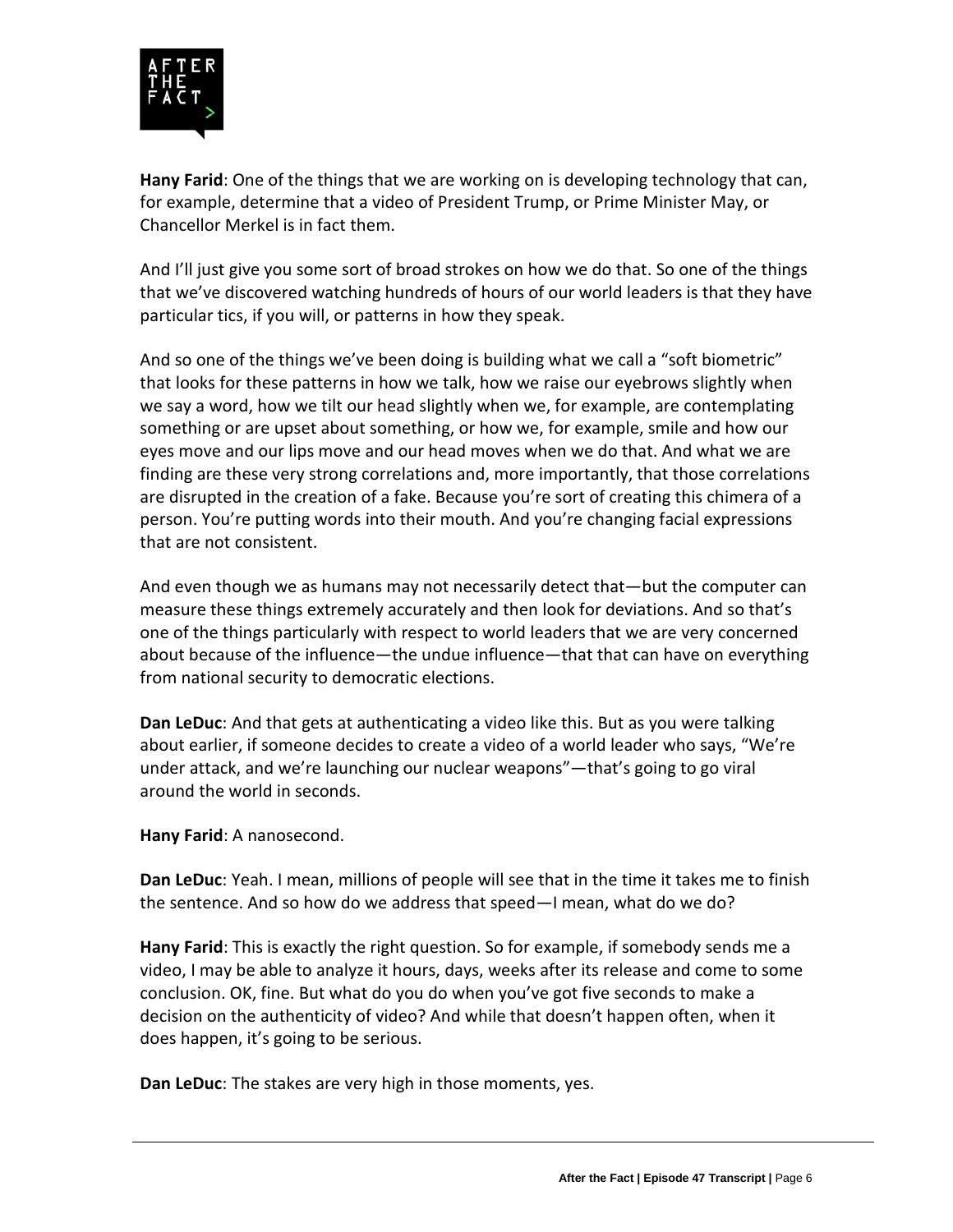**Hany Farid**: One of the things that we are working on is developing technology that can, for example, determine that a video of President Trump, or Prime Minister May, or Chancellor Merkel is in fact them.

And I'll just give you some sort of broad strokes on how we do that. So one of the things that we've discovered watching hundreds of hours of our world leaders is that they have particular tics, if you will, or patterns in how they speak.

And so one of the things we've been doing is building what we call a "soft biometric" that looks for these patterns in how we talk, how we raise our eyebrows slightly when we say a word, how we tilt our head slightly when we, for example, are contemplating something or are upset about something, or how we, for example, smile and how our eyes move and our lips move and our head moves when we do that. And what we are finding are these very strong correlations and, more importantly, that those correlations are disrupted in the creation of a fake. Because you're sort of creating this chimera of a person. You're putting words into their mouth. And you're changing facial expressions that are not consistent.

And even though we as humans may not necessarily detect that—but the computer can measure these things extremely accurately and then look for deviations. And so that's one of the things particularly with respect to world leaders that we are very concerned about because of the influence—the undue influence—that that can have on everything from national security to democratic elections.

**Dan LeDuc**: And that gets at authenticating a video like this. But as you were talking about earlier, if someone decides to create a video of a world leader who says, "We're under attack, and we're launching our nuclear weapons"—that's going to go viral around the world in seconds.

**Hany Farid**: A nanosecond.

**Dan LeDuc**: Yeah. I mean, millions of people will see that in the time it takes me to finish the sentence. And so how do we address that speed—I mean, what do we do?

**Hany Farid**: This is exactly the right question. So for example, if somebody sends me a video, I may be able to analyze it hours, days, weeks after its release and come to some conclusion. OK, fine. But what do you do when you've got five seconds to make a decision on the authenticity of video? And while that doesn't happen often, when it does happen, it's going to be serious.

**Dan LeDuc**: The stakes are very high in those moments, yes.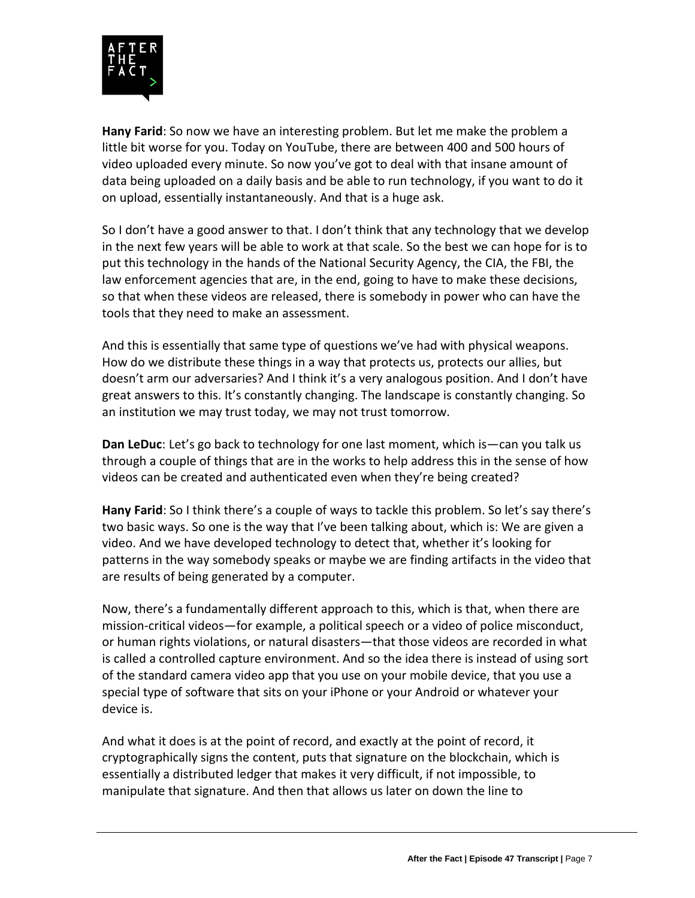**Hany Farid**: So now we have an interesting problem. But let me make the problem a little bit worse for you. Today on YouTube, there are between 400 and 500 hours of video uploaded every minute. So now you've got to deal with that insane amount of data being uploaded on a daily basis and be able to run technology, if you want to do it on upload, essentially instantaneously. And that is a huge ask.

So I don't have a good answer to that. I don't think that any technology that we develop in the next few years will be able to work at that scale. So the best we can hope for is to put this technology in the hands of the National Security Agency, the CIA, the FBI, the law enforcement agencies that are, in the end, going to have to make these decisions, so that when these videos are released, there is somebody in power who can have the tools that they need to make an assessment.

And this is essentially that same type of questions we've had with physical weapons. How do we distribute these things in a way that protects us, protects our allies, but doesn't arm our adversaries? And I think it's a very analogous position. And I don't have great answers to this. It's constantly changing. The landscape is constantly changing. So an institution we may trust today, we may not trust tomorrow.

**Dan LeDuc**: Let's go back to technology for one last moment, which is—can you talk us through a couple of things that are in the works to help address this in the sense of how videos can be created and authenticated even when they're being created?

**Hany Farid**: So I think there's a couple of ways to tackle this problem. So let's say there's two basic ways. So one is the way that I've been talking about, which is: We are given a video. And we have developed technology to detect that, whether it's looking for patterns in the way somebody speaks or maybe we are finding artifacts in the video that are results of being generated by a computer.

Now, there's a fundamentally different approach to this, which is that, when there are mission-critical videos—for example, a political speech or a video of police misconduct, or human rights violations, or natural disasters—that those videos are recorded in what is called a controlled capture environment. And so the idea there is instead of using sort of the standard camera video app that you use on your mobile device, that you use a special type of software that sits on your iPhone or your Android or whatever your device is.

And what it does is at the point of record, and exactly at the point of record, it cryptographically signs the content, puts that signature on the blockchain, which is essentially a distributed ledger that makes it very difficult, if not impossible, to manipulate that signature. And then that allows us later on down the line to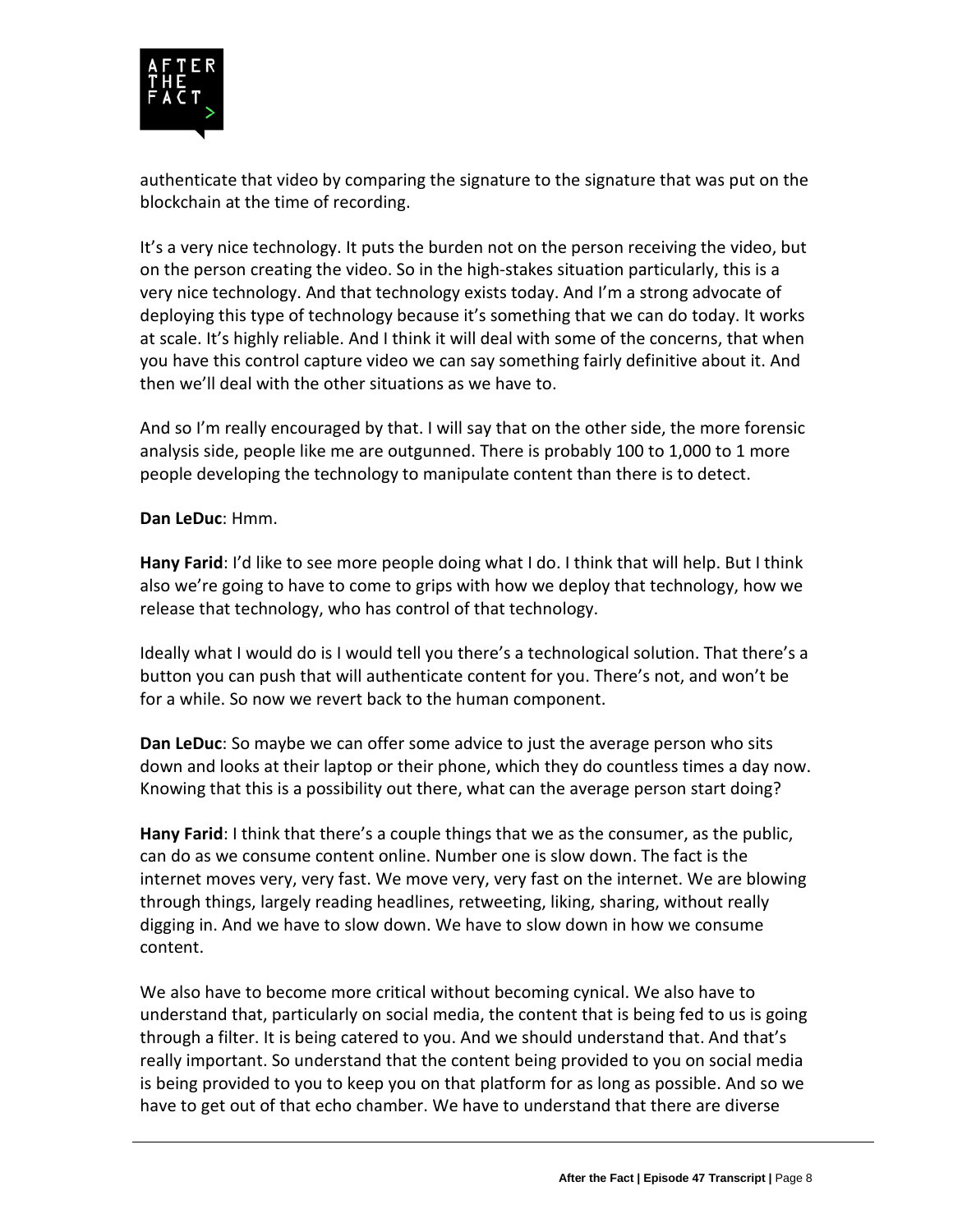authenticate that video by comparing the signature to the signature that was put on the blockchain at the time of recording.

It's a very nice technology. It puts the burden not on the person receiving the video, but on the person creating the video. So in the high-stakes situation particularly, this is a very nice technology. And that technology exists today. And I'm a strong advocate of deploying this type of technology because it's something that we can do today. It works at scale. It's highly reliable. And I think it will deal with some of the concerns, that when you have this control capture video we can say something fairly definitive about it. And then we'll deal with the other situations as we have to.

And so I'm really encouraged by that. I will say that on the other side, the more forensic analysis side, people like me are outgunned. There is probably 100 to 1,000 to 1 more people developing the technology to manipulate content than there is to detect.

**Dan LeDuc**: Hmm.

**Hany Farid**: I'd like to see more people doing what I do. I think that will help. But I think also we're going to have to come to grips with how we deploy that technology, how we release that technology, who has control of that technology.

Ideally what I would do is I would tell you there's a technological solution. That there's a button you can push that will authenticate content for you. There's not, and won't be for a while. So now we revert back to the human component.

**Dan LeDuc**: So maybe we can offer some advice to just the average person who sits down and looks at their laptop or their phone, which they do countless times a day now. Knowing that this is a possibility out there, what can the average person start doing?

**Hany Farid**: I think that there's a couple things that we as the consumer, as the public, can do as we consume content online. Number one is slow down. The fact is the internet moves very, very fast. We move very, very fast on the internet. We are blowing through things, largely reading headlines, retweeting, liking, sharing, without really digging in. And we have to slow down. We have to slow down in how we consume content.

We also have to become more critical without becoming cynical. We also have to understand that, particularly on social media, the content that is being fed to us is going through a filter. It is being catered to you. And we should understand that. And that's really important. So understand that the content being provided to you on social media is being provided to you to keep you on that platform for as long as possible. And so we have to get out of that echo chamber. We have to understand that there are diverse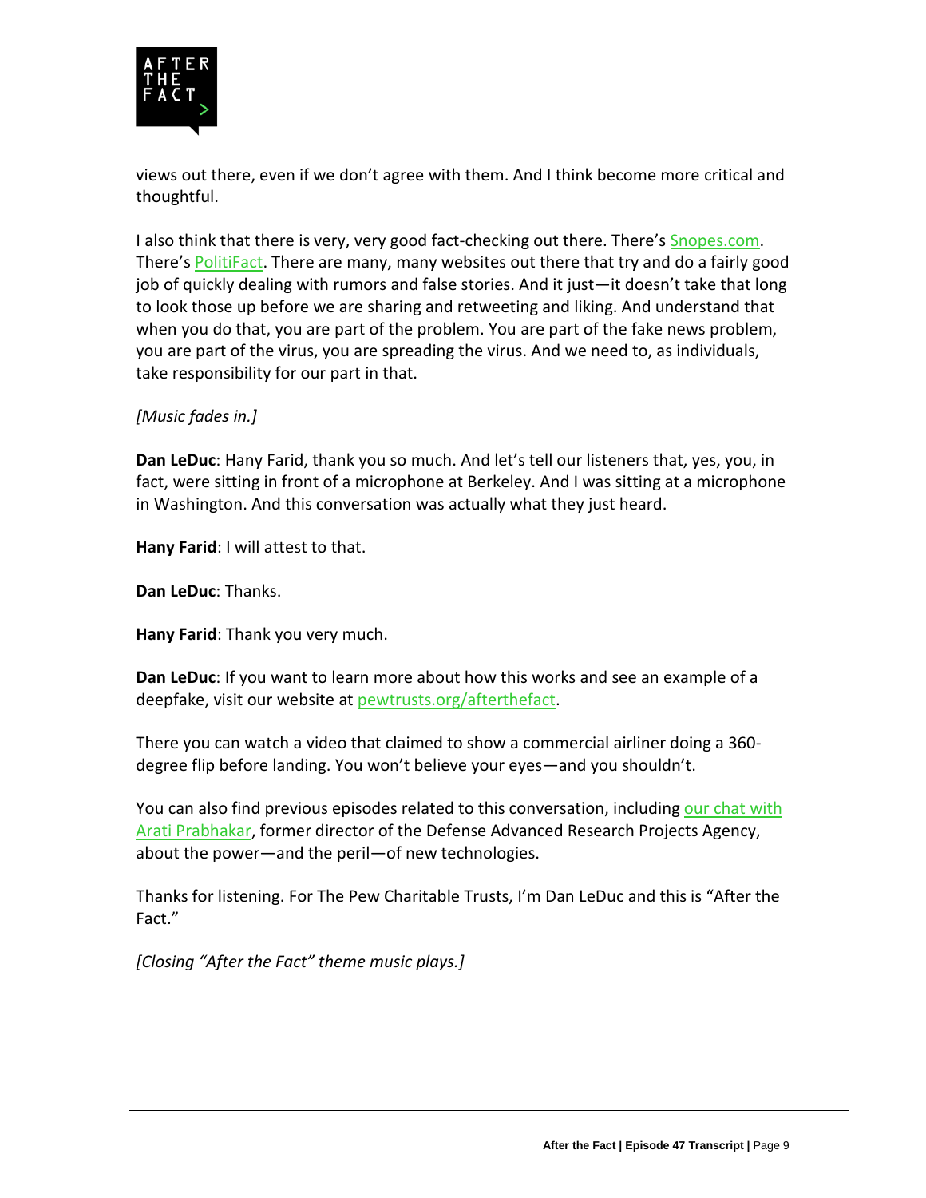views out there, even if we don't agree with them. And I think become more critical and thoughtful.

I also think that there is very, very good fact-checking out there. There's Snopes.com. There's PolitiFact. There are many, many websites out there that try and do a fairly good job of quickly dealing with rumors and false stories. And it just—it doesn't take that long to look those up before we are sharing and retweeting and liking. And understand that when you do that, you are part of the problem. You are part of the fake news problem, you are part of the virus, you are spreading the virus. And we need to, as individuals, take responsibility for our part in that.

*[Music fades in.]*

**Dan LeDuc**: Hany Farid, thank you so much. And let's tell our listeners that, yes, you, in fact, were sitting in front of a microphone at Berkeley. And I was sitting at a microphone in Washington. And this conversation was actually what they just heard.

**Hany Farid**: I will attest to that.

**Dan LeDuc**: Thanks.

**Hany Farid**: Thank you very much.

**Dan LeDuc**: If you want to learn more about how this works and see an example of a deepfake, visit our website at pewtrusts.org/afterthefact.

There you can watch a video that claimed to show a commercial airliner doing a 360-degree flip before landing. You won't believe your eyes—and you shouldn't.

You can also find previous episodes related to this conversation, including our chat with Arati Prabhakar, former director of the Defense Advanced Research Projects Agency, about the power—and the peril—of new technologies.

Thanks for listening. For The Pew Charitable Trusts, I'm Dan LeDuc and this is "After the Fact."

*[Closing "After the Fact" theme music plays.]*